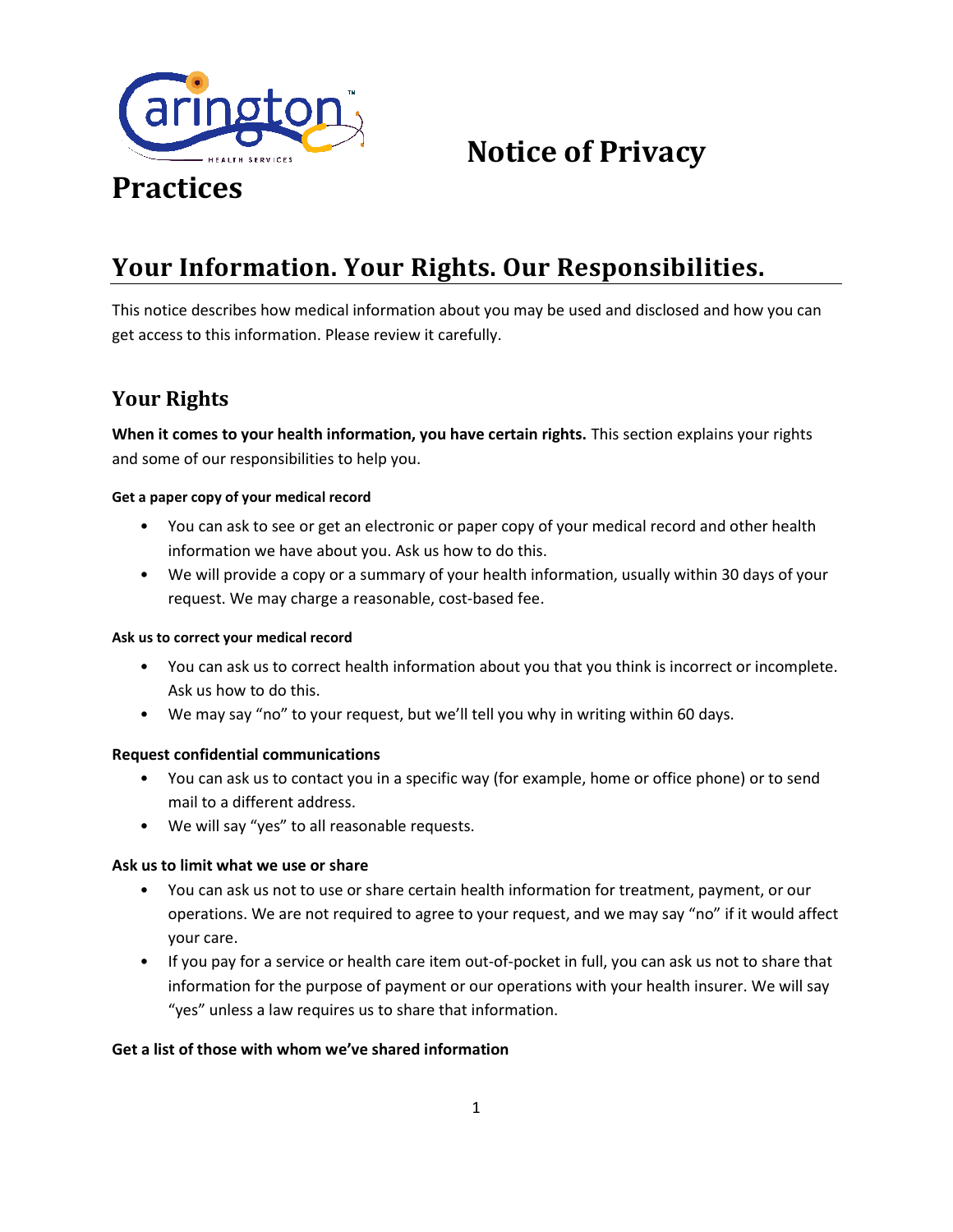# Notice of Privacy Practices

## Your Information. Your Rights. Our Responsibilities.

This notice describes how medical information about you may be used and disclosed and how you can get access to this information. Please review it carefully.

### Your Rights

**When it comes to your health information, you have certain rights.** This section explains your rights and some of our responsibilities to help you.

**Get a paper copy of your medical record**

- You can ask to see or get an electronic or paper copy of your medical record and other health information we have about you. Ask us how to do this.
- We will provide a copy or a summary of your health information, usually within 30 days of your request. We may charge a reasonable, cost-based fee.

**Ask us to correct your medical record**

- You can ask us to correct health information about you that you think is incorrect or incomplete. Ask us how to do this.
- We may say "no" to your request, but we'll tell you why in writing within 60 days.

**Request confidential communications**

- You can ask us to contact you in a specific way (for example, home or office phone) or to send mail to a different address.
- We will say "yes" to all reasonable requests.

**Ask us to limit what we use or share**

- You can ask us not to use or share certain health information for treatment, payment, or our operations. We are not required to agree to your request, and we may say "no" if it would affect your care.
- If you pay for a service or health care item out-of-pocket in full, you can ask us not to share that information for the purpose of payment or our operations with your health insurer. We will say "yes" unless a law requires us to share that information.

**Get a list of those with whom we've shared information**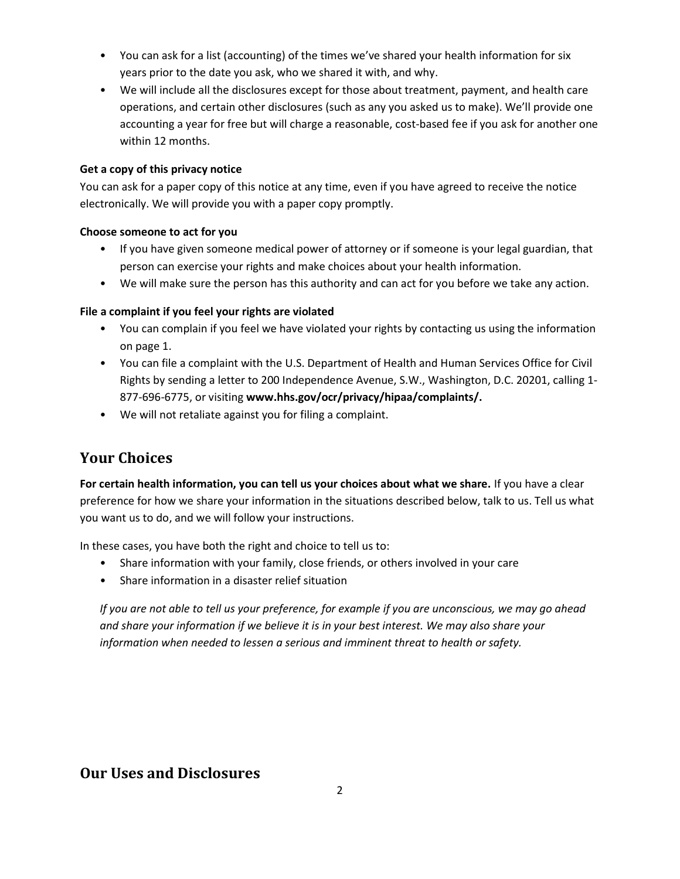- You can ask for a list (accounting) of the times we've shared your health information for six years prior to the date you ask, who we shared it with, and why.
- We will include all the disclosures except for those about treatment, payment, and health care operations, and certain other disclosures (such as any you asked us to make). We'll provide one accounting a year for free but will charge a reasonable, cost-based fee if you ask for another one within 12 months.

**Get a copy of this privacy notice**

You can ask for a paper copy of this notice at any time, even if you have agreed to receive the notice electronically. We will provide you with a paper copy promptly.

**Choose someone to act for you**

- If you have given someone medical power of attorney or if someone is your legal guardian, that person can exercise your rights and make choices about your health information.
- We will make sure the person has this authority and can act for you before we take any action.

**File a complaint if you feel your rights are violated**

- You can complain if you feel we have violated your rights by contacting us using the information on page 1.
- You can file a complaint with the U.S. Department of Health and Human Services Office for Civil Rights by sending a letter to 200 Independence Avenue, S.W., Washington, D.C. 20201, calling 1-877-696-6775, or visiting **www.hhs.gov/ocr/privacy/hipaa/complaints/.**
- We will not retaliate against you for filing a complaint.

## Your Choices

**For certain health information, you can tell us your choices about what we share.** If you have a clear preference for how we share your information in the situations described below, talk to us. Tell us what you want us to do, and we will follow your instructions.

In these cases, you have both the right and choice to tell us to:

- Share information with your family, close friends, or others involved in your care
- Share information in a disaster relief situation

*If you are not able to tell us your preference, for example if you are unconscious, we may go ahead and share your information if we believe it is in your best interest. We may also share your information when needed to lessen a serious and imminent threat to health or safety.*

## Our Uses and Disclosures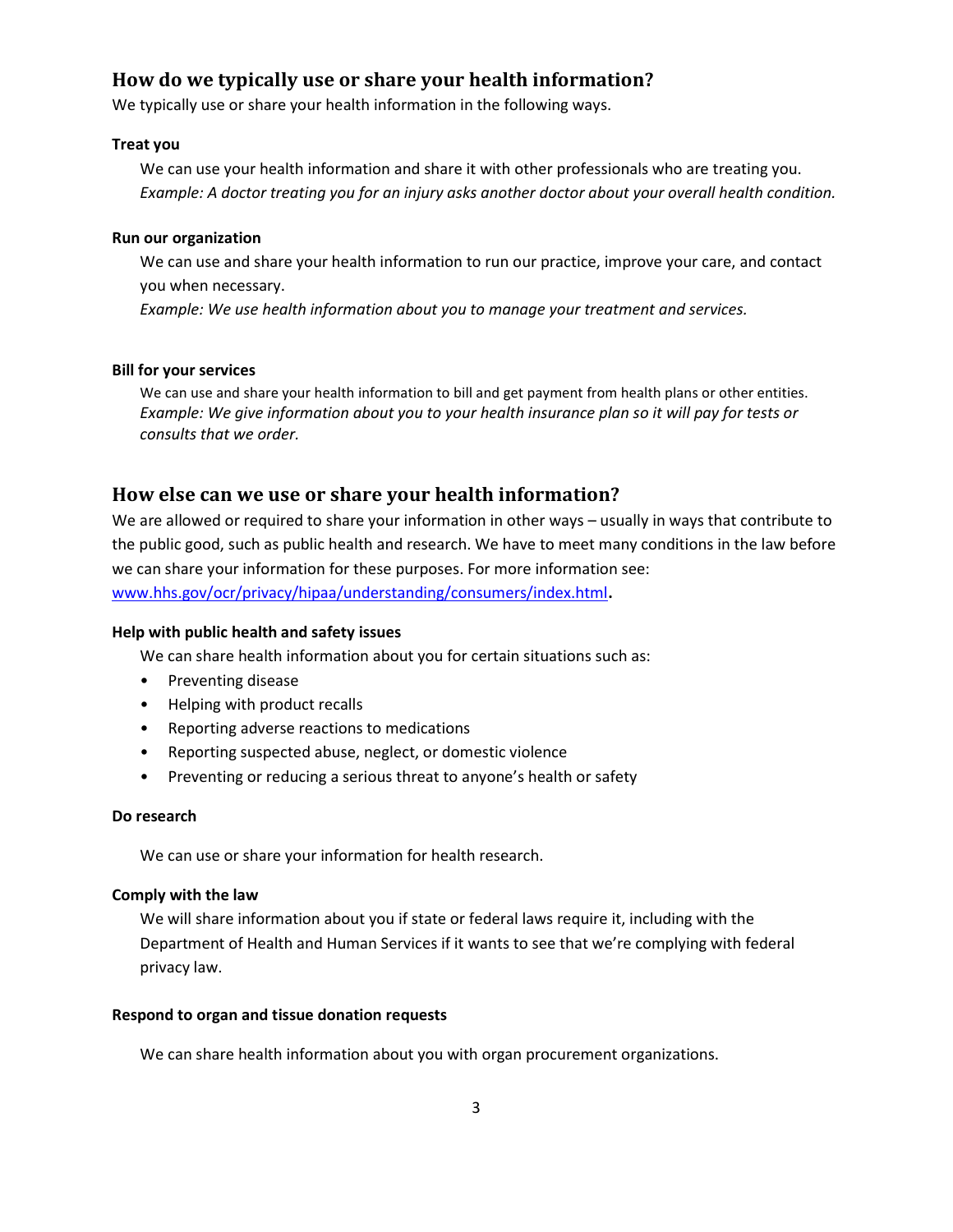## How do we typically use or share your health information?

We typically use or share your health information in the following ways.

**Treat you**

We can use your health information and share it with other professionals who are treating you.
*Example: A doctor treating you for an injury asks another doctor about your overall health condition.*

**Run our organization**

We can use and share your health information to run our practice, improve your care, and contact you when necessary.
*Example: We use health information about you to manage your treatment and services.*

**Bill for your services**

We can use and share your health information to bill and get payment from health plans or other entities.
*Example: We give information about you to your health insurance plan so it will pay for tests or consults that we order.*

## How else can we use or share your health information?

We are allowed or required to share your information in other ways – usually in ways that contribute to the public good, such as public health and research. We have to meet many conditions in the law before we can share your information for these purposes. For more information see: [www.hhs.gov/ocr/privacy/hipaa/understanding/consumers/index.html](http://www.hhs.gov/ocr/privacy/hipaa/understanding/consumers/index.html)**.**

**Help with public health and safety issues**

We can share health information about you for certain situations such as:

- Preventing disease
- Helping with product recalls
- Reporting adverse reactions to medications
- Reporting suspected abuse, neglect, or domestic violence
- Preventing or reducing a serious threat to anyone's health or safety

**Do research**

We can use or share your information for health research.

**Comply with the law**

We will share information about you if state or federal laws require it, including with the Department of Health and Human Services if it wants to see that we're complying with federal privacy law.

**Respond to organ and tissue donation requests**

We can share health information about you with organ procurement organizations.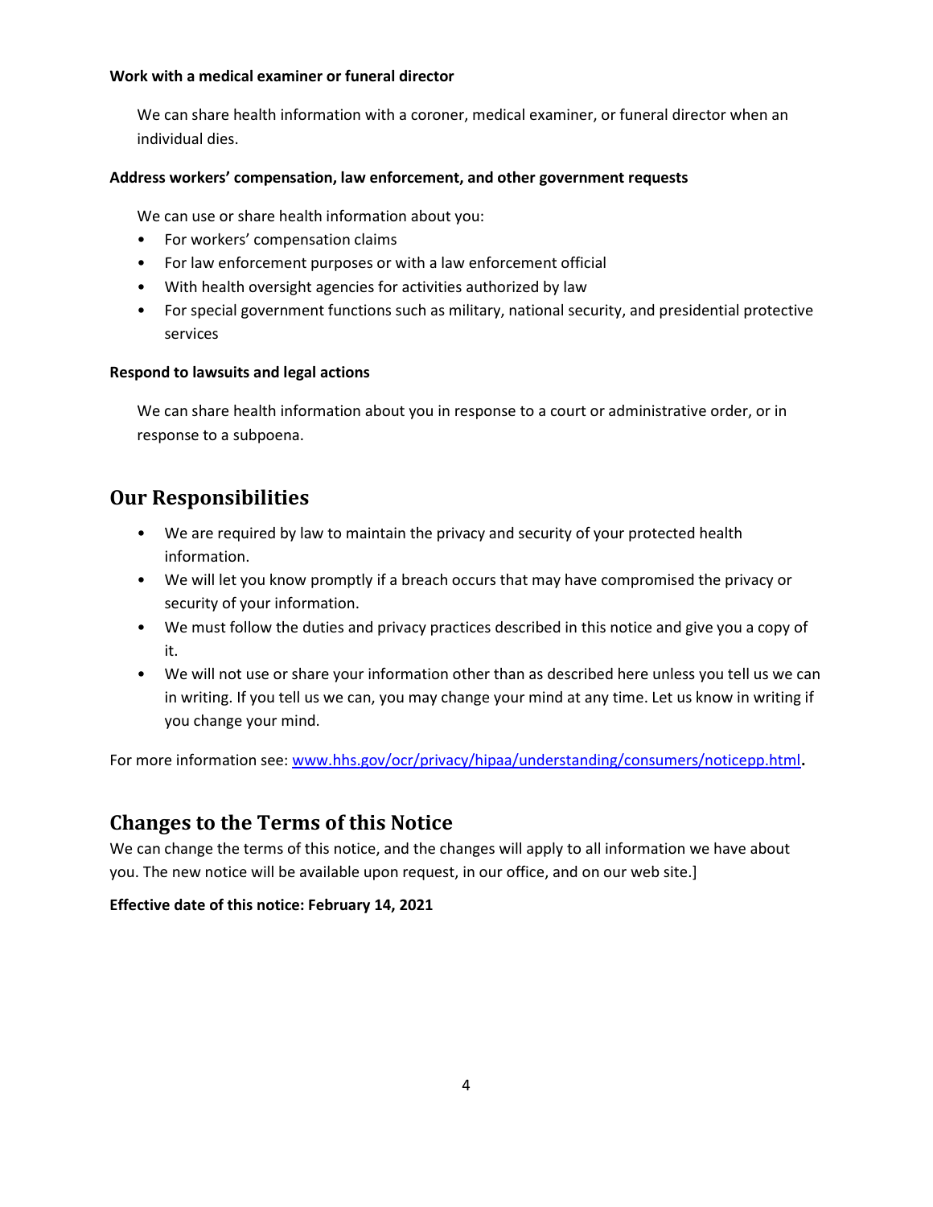**Work with a medical examiner or funeral director**

We can share health information with a coroner, medical examiner, or funeral director when an individual dies.

**Address workers' compensation, law enforcement, and other government requests**

We can use or share health information about you:

- For workers' compensation claims
- For law enforcement purposes or with a law enforcement official
- With health oversight agencies for activities authorized by law
- For special government functions such as military, national security, and presidential protective services

**Respond to lawsuits and legal actions**

We can share health information about you in response to a court or administrative order, or in response to a subpoena.

## Our Responsibilities

- We are required by law to maintain the privacy and security of your protected health information.
- We will let you know promptly if a breach occurs that may have compromised the privacy or security of your information.
- We must follow the duties and privacy practices described in this notice and give you a copy of it.
- We will not use or share your information other than as described here unless you tell us we can in writing. If you tell us we can, you may change your mind at any time. Let us know in writing if you change your mind.

For more information see: [www.hhs.gov/ocr/privacy/hipaa/understanding/consumers/noticepp.html](http://www.hhs.gov/ocr/privacy/hipaa/understanding/consumers/noticepp.html).

## Changes to the Terms of this Notice

We can change the terms of this notice, and the changes will apply to all information we have about you. The new notice will be available upon request, in our office, and on our web site.]

**Effective date of this notice: February 14, 2021**